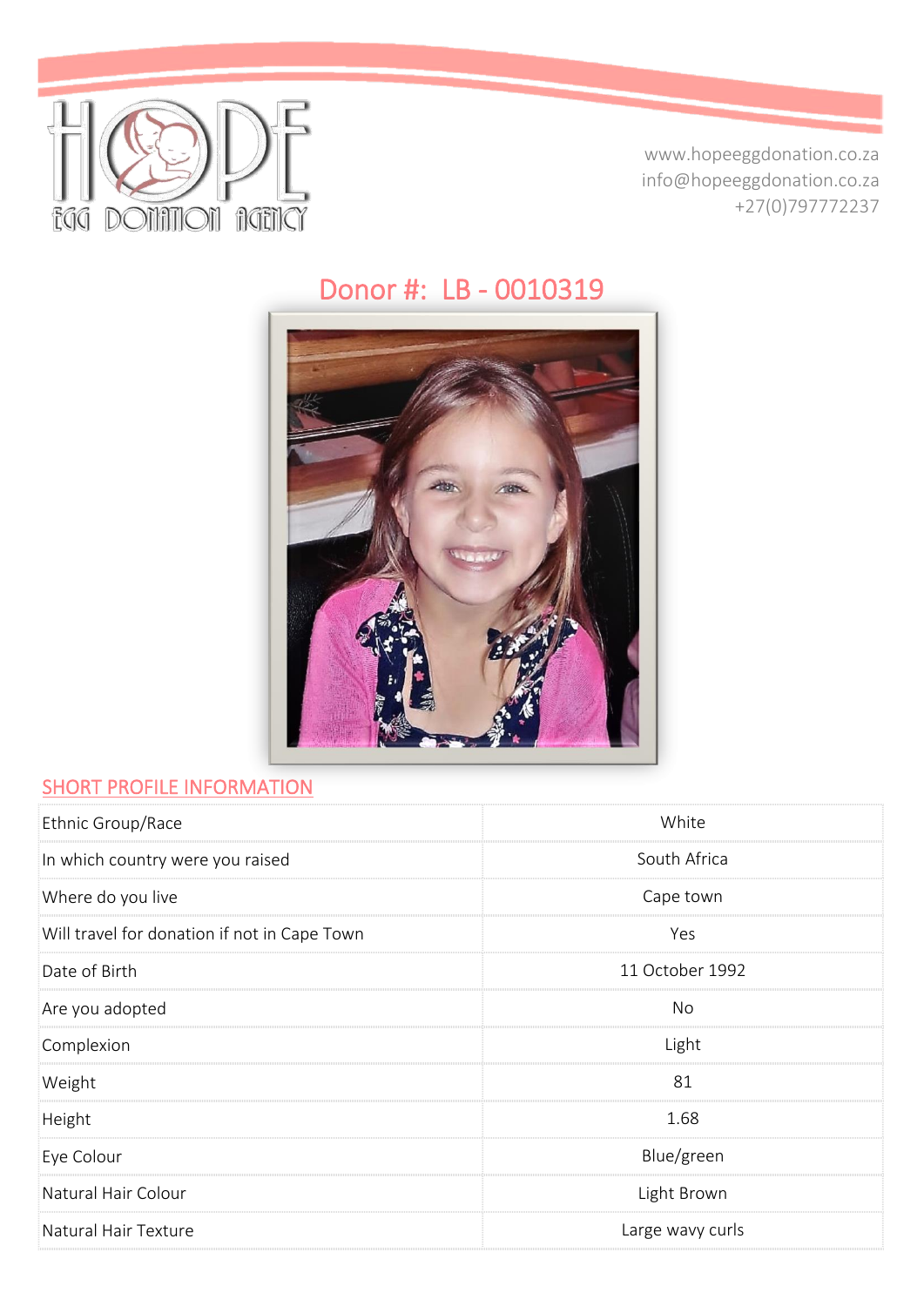HOPE EGG DONATION AGENCY

www.hopeeggdonation.co.za
info@hopeeggdonation.co.za
+27(0)797772237

# Donor #: LB - 0010319

## SHORT PROFILE INFORMATION

| | |
|---|---|
| Ethnic Group/Race | White |
| In which country were you raised | South Africa |
| Where do you live | Cape town |
| Will travel for donation if not in Cape Town | Yes |
| Date of Birth | 11 October 1992 |
| Are you adopted | No |
| Complexion | Light |
| Weight | 81 |
| Height | 1.68 |
| Eye Colour | Blue/green |
| Natural Hair Colour | Light Brown |
| Natural Hair Texture | Large wavy curls |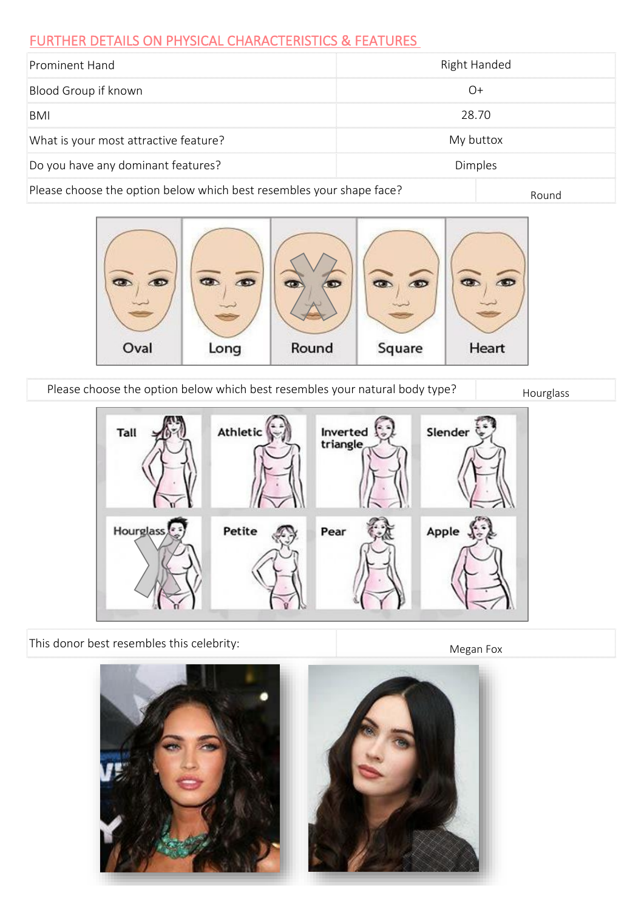## FURTHER DETAILS ON PHYSICAL CHARACTERISTICS & FEATURES

| Prominent Hand | Right Handed |
|---|---|
| Blood Group if known | O+ |
| BMI | 28.70 |
| What is your most attractive feature? | My buttox |
| Do you have any dominant features? | Dimples |
| Please choose the option below which best resembles your shape face? | Round |

Oval | Long | Round | Square | Heart

| Please choose the option below which best resembles your natural body type? | Hourglass |
|---|---|

Tall | Athletic | Inverted triangle | Slender

Hourglass | Petite | Pear | Apple

| This donor best resembles this celebrity: | Megan Fox |
|---|---|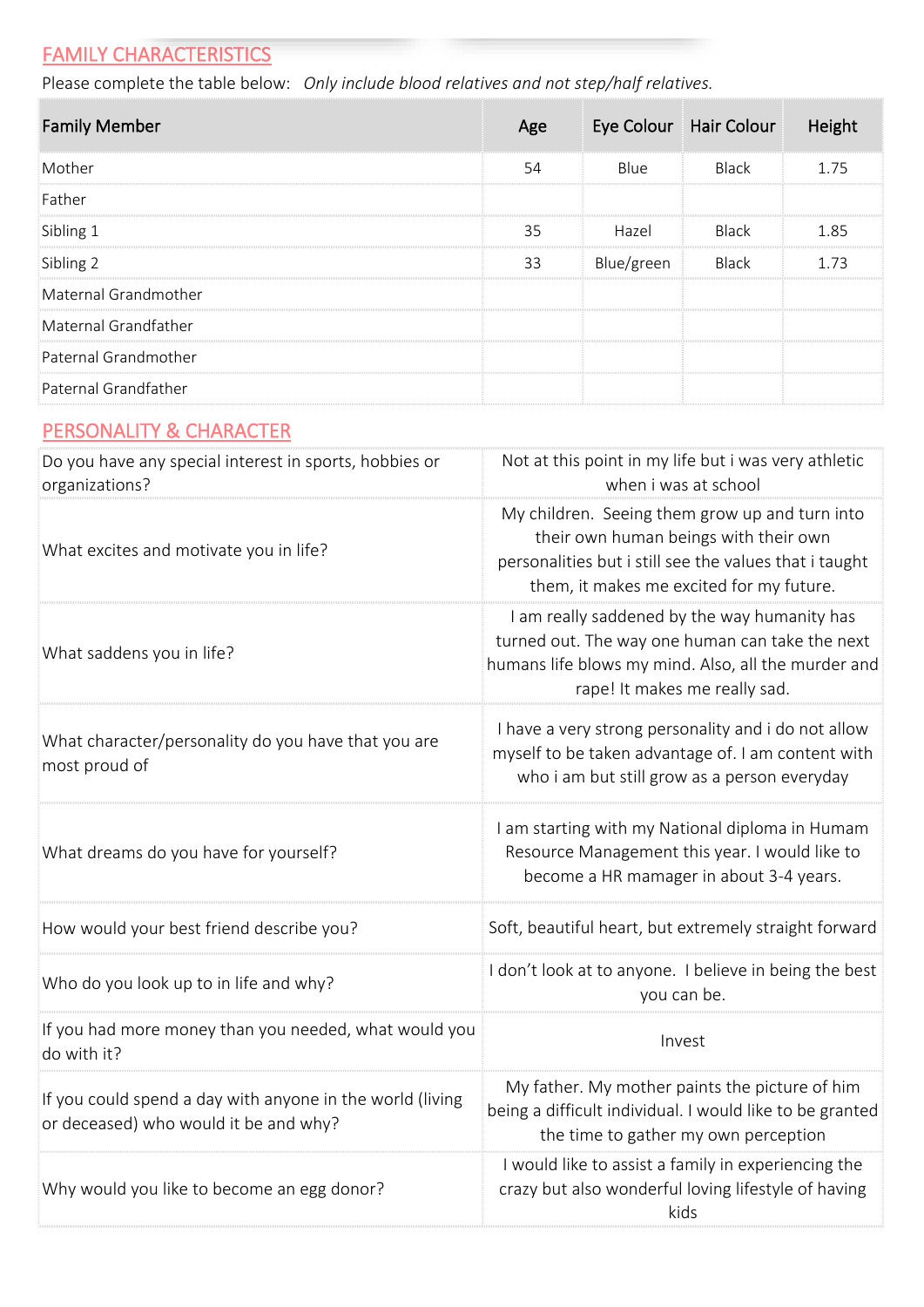## FAMILY CHARACTERISTICS

Please complete the table below: *Only include blood relatives and not step/half relatives.*

| Family Member | Age | Eye Colour | Hair Colour | Height |
|---|---|---|---|---|
| Mother | 54 | Blue | Black | 1.75 |
| Father | | | | |
| Sibling 1 | 35 | Hazel | Black | 1.85 |
| Sibling 2 | 33 | Blue/green | Black | 1.73 |
| Maternal Grandmother | | | | |
| Maternal Grandfather | | | | |
| Paternal Grandmother | | | | |
| Paternal Grandfather | | | | |

## PERSONALITY & CHARACTER

| | |
|---|---|
| Do you have any special interest in sports, hobbies or organizations? | Not at this point in my life but i was very athletic when i was at school |
| What excites and motivate you in life? | My children. Seeing them grow up and turn into their own human beings with their own personalities but i still see the values that i taught them, it makes me excited for my future. |
| What saddens you in life? | I am really saddened by the way humanity has turned out. The way one human can take the next humans life blows my mind. Also, all the murder and rape! It makes me really sad. |
| What character/personality do you have that you are most proud of | I have a very strong personality and i do not allow myself to be taken advantage of. I am content with who i am but still grow as a person everyday |
| What dreams do you have for yourself? | I am starting with my National diploma in Humam Resource Management this year. I would like to become a HR mamager in about 3-4 years. |
| How would your best friend describe you? | Soft, beautiful heart, but extremely straight forward |
| Who do you look up to in life and why? | I don't look at to anyone. I believe in being the best you can be. |
| If you had more money than you needed, what would you do with it? | Invest |
| If you could spend a day with anyone in the world (living or deceased) who would it be and why? | My father. My mother paints the picture of him being a difficult individual. I would like to be granted the time to gather my own perception |
| Why would you like to become an egg donor? | I would like to assist a family in experiencing the crazy but also wonderful loving lifestyle of having kids |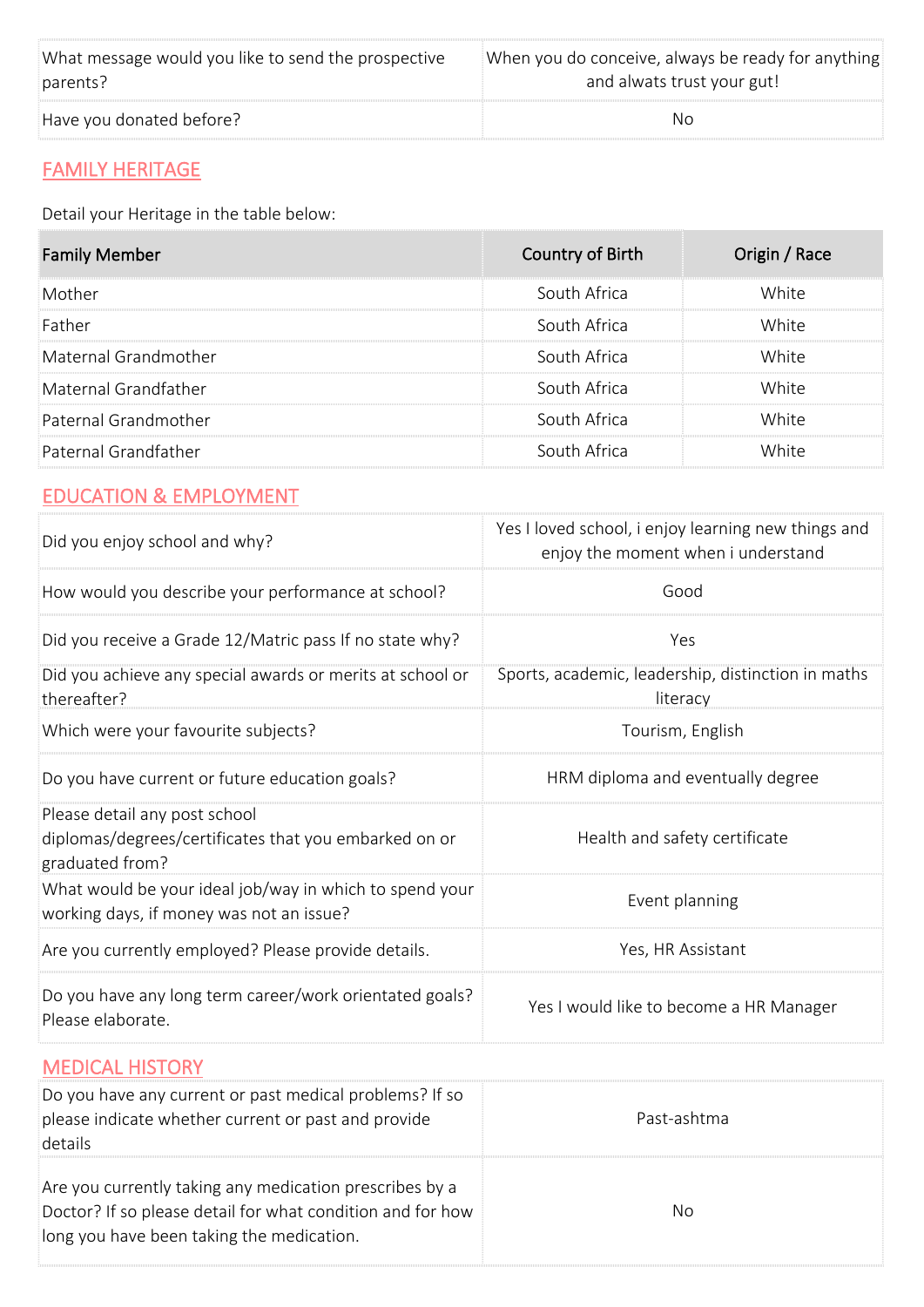| What message would you like to send the prospective parents? | When you do conceive, always be ready for anything and alwats trust your gut! |
|---|---|
| Have you donated before? | No |

## FAMILY HERITAGE

Detail your Heritage in the table below:

| Family Member | Country of Birth | Origin / Race |
|---|---|---|
| Mother | South Africa | White |
| Father | South Africa | White |
| Maternal Grandmother | South Africa | White |
| Maternal Grandfather | South Africa | White |
| Paternal Grandmother | South Africa | White |
| Paternal Grandfather | South Africa | White |

## EDUCATION & EMPLOYMENT

| Did you enjoy school and why? | Yes I loved school, i enjoy learning new things and enjoy the moment when i understand |
|---|---|
| How would you describe your performance at school? | Good |
| Did you receive a Grade 12/Matric pass If no state why? | Yes |
| Did you achieve any special awards or merits at school or thereafter? | Sports, academic, leadership, distinction in maths literacy |
| Which were your favourite subjects? | Tourism, English |
| Do you have current or future education goals? | HRM diploma and eventually degree |
| Please detail any post school diplomas/degrees/certificates that you embarked on or graduated from? | Health and safety certificate |
| What would be your ideal job/way in which to spend your working days, if money was not an issue? | Event planning |
| Are you currently employed? Please provide details. | Yes, HR Assistant |
| Do you have any long term career/work orientated goals? Please elaborate. | Yes I would like to become a HR Manager |

## MEDICAL HISTORY

| Do you have any current or past medical problems? If so please indicate whether current or past and provide details | Past-ashtma |
|---|---|
| Are you currently taking any medication prescribes by a Doctor? If so please detail for what condition and for how long you have been taking the medication. | No |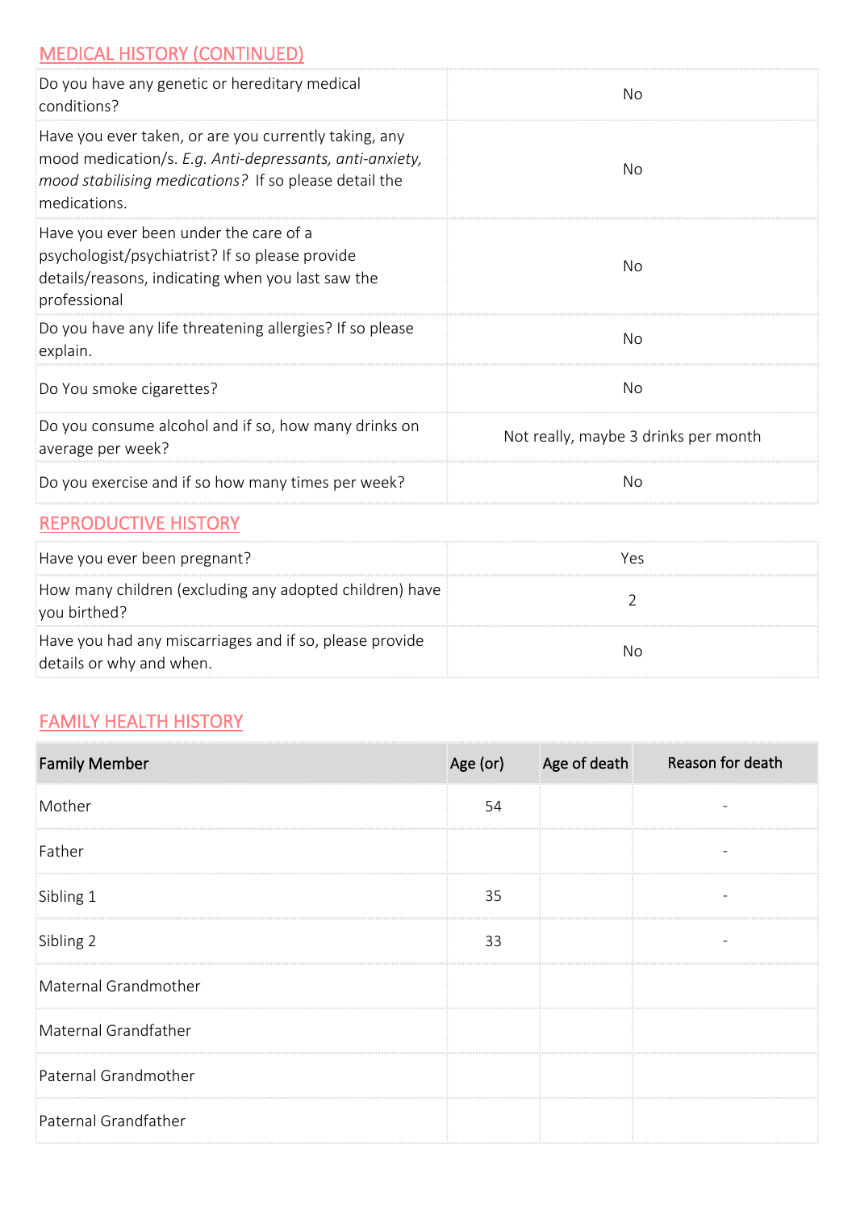## MEDICAL HISTORY (CONTINUED)

| | |
|---|---|
| Do you have any genetic or hereditary medical conditions? | No |
| Have you ever taken, or are you currently taking, any mood medication/s. *E.g. Anti-depressants, anti-anxiety, mood stabilising medications?* If so please detail the medications. | No |
| Have you ever been under the care of a psychologist/psychiatrist? If so please provide details/reasons, indicating when you last saw the professional | No |
| Do you have any life threatening allergies? If so please explain. | No |
| Do You smoke cigarettes? | No |
| Do you consume alcohol and if so, how many drinks on average per week? | Not really, maybe 3 drinks per month |
| Do you exercise and if so how many times per week? | No |

## REPRODUCTIVE HISTORY

| | |
|---|---|
| Have you ever been pregnant? | Yes |
| How many children (excluding any adopted children) have you birthed? | 2 |
| Have you had any miscarriages and if so, please provide details or why and when. | No |

## FAMILY HEALTH HISTORY

| Family Member | Age (or) | Age of death | Reason for death |
|---|---|---|---|
| Mother | 54 | | - |
| Father | | | - |
| Sibling 1 | 35 | | - |
| Sibling 2 | 33 | | - |
| Maternal Grandmother | | | |
| Maternal Grandfather | | | |
| Paternal Grandmother | | | |
| Paternal Grandfather | | | |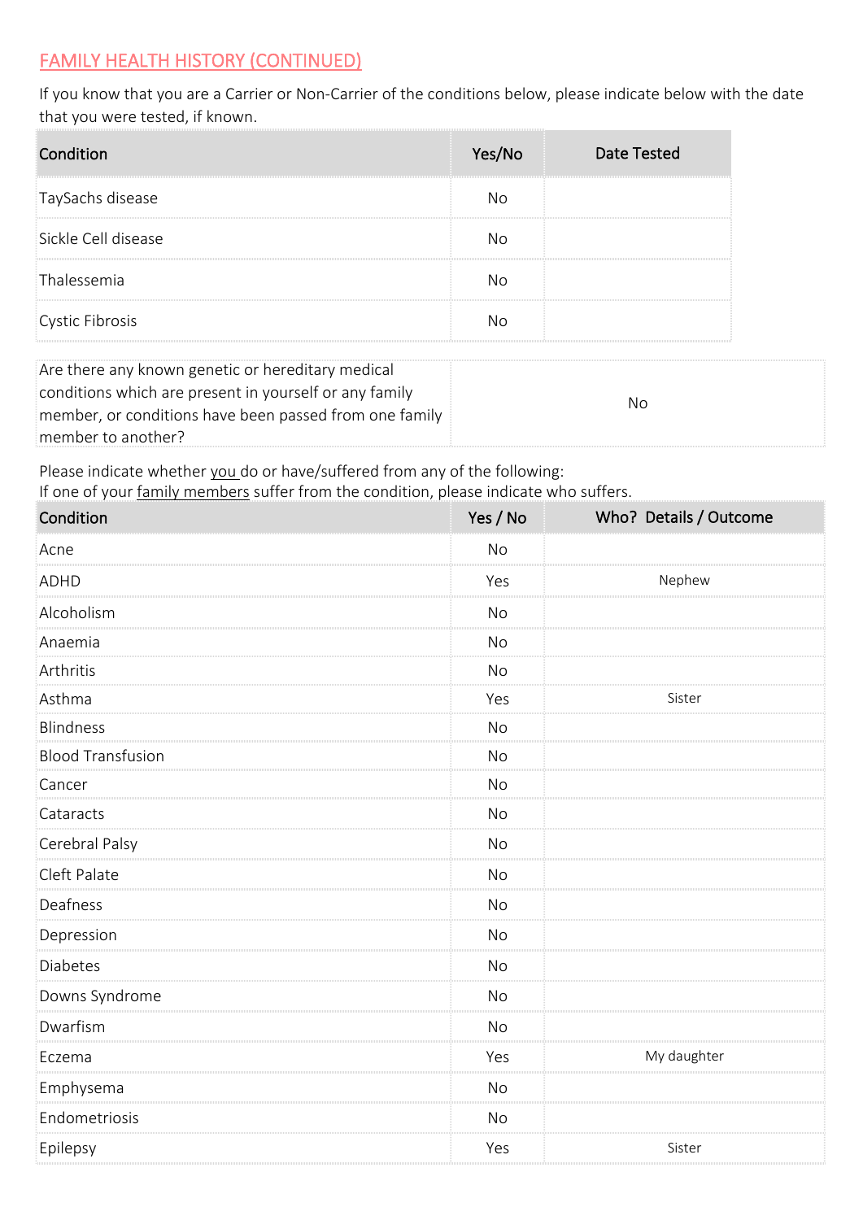## FAMILY HEALTH HISTORY (CONTINUED)

If you know that you are a Carrier or Non-Carrier of the conditions below, please indicate below with the date that you were tested, if known.

| Condition | Yes/No | Date Tested |
|---|---|---|
| TaySachs disease | No | |
| Sickle Cell disease | No | |
| Thalessemia | No | |
| Cystic Fibrosis | No | |

| | |
|---|---|
| Are there any known genetic or hereditary medical conditions which are present in yourself or any family member, or conditions have been passed from one family member to another? | No |

Please indicate whether you do or have/suffered from any of the following:
If one of your family members suffer from the condition, please indicate who suffers.

| Condition | Yes / No | Who? Details / Outcome |
|---|---|---|
| Acne | No | |
| ADHD | Yes | Nephew |
| Alcoholism | No | |
| Anaemia | No | |
| Arthritis | No | |
| Asthma | Yes | Sister |
| Blindness | No | |
| Blood Transfusion | No | |
| Cancer | No | |
| Cataracts | No | |
| Cerebral Palsy | No | |
| Cleft Palate | No | |
| Deafness | No | |
| Depression | No | |
| Diabetes | No | |
| Downs Syndrome | No | |
| Dwarfism | No | |
| Eczema | Yes | My daughter |
| Emphysema | No | |
| Endometriosis | No | |
| Epilepsy | Yes | Sister |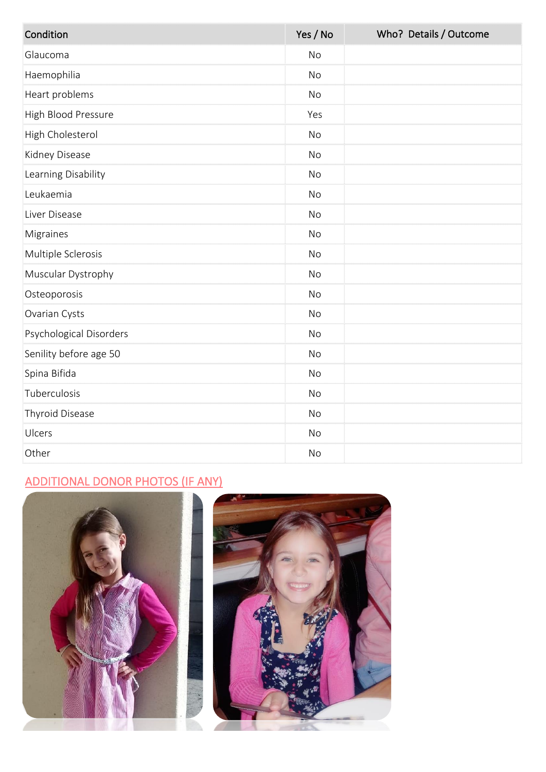| Condition | Yes / No | Who? Details / Outcome |
|---|---|---|
| Glaucoma | No | |
| Haemophilia | No | |
| Heart problems | No | |
| High Blood Pressure | Yes | |
| High Cholesterol | No | |
| Kidney Disease | No | |
| Learning Disability | No | |
| Leukaemia | No | |
| Liver Disease | No | |
| Migraines | No | |
| Multiple Sclerosis | No | |
| Muscular Dystrophy | No | |
| Osteoporosis | No | |
| Ovarian Cysts | No | |
| Psychological Disorders | No | |
| Senility before age 50 | No | |
| Spina Bifida | No | |
| Tuberculosis | No | |
| Thyroid Disease | No | |
| Ulcers | No | |
| Other | No | |

## ADDITIONAL DONOR PHOTOS (IF ANY)